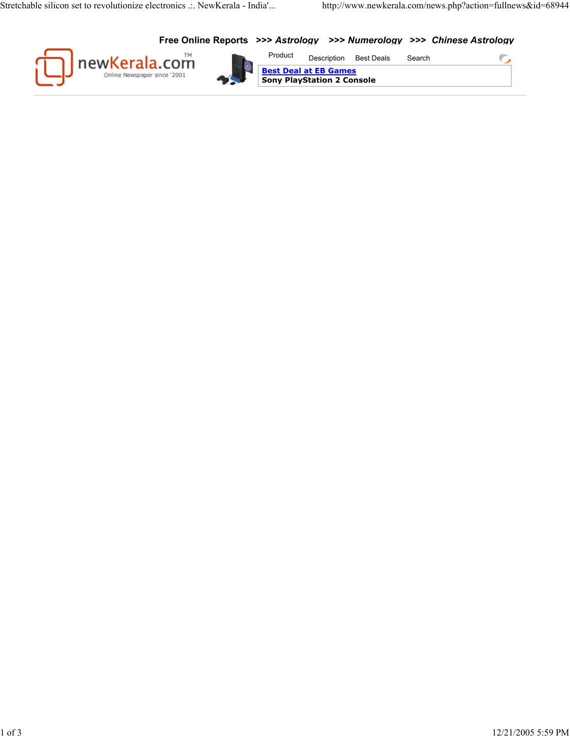Free Online Reports >>> *Astrology* >>> *Numerology* >>> *Chinese Astrology*

newKerala.com™

Online Newspaper since '2001

Product Description Best Deals Search

Best Deal at EB Games

**Sony PlayStation 2 Console**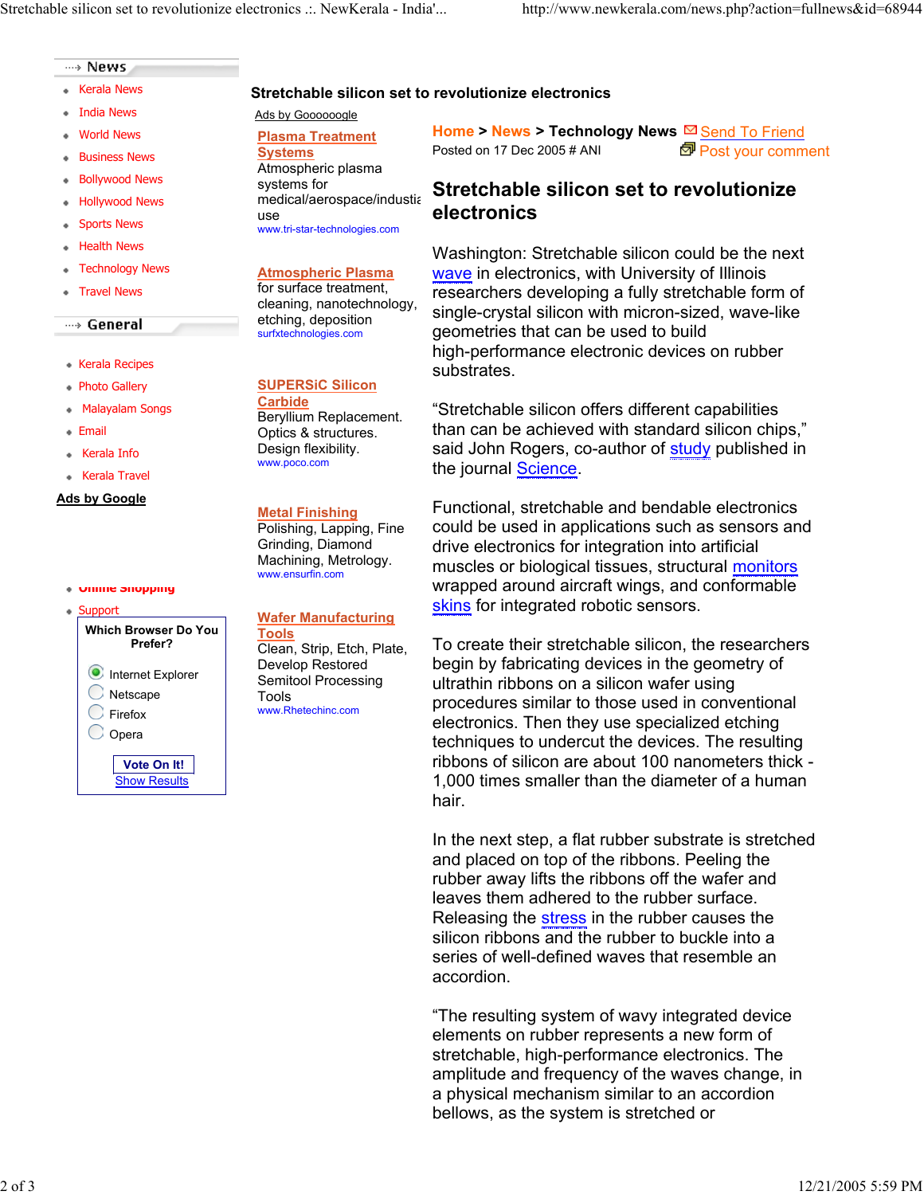## Stretchable silicon set to revolutionize electronics

**Home** > **News** > **Technology News**

Posted on 17 Dec 2005 # ANI

# Stretchable silicon set to revolutionize electronics

Washington: Stretchable silicon could be the next wave in electronics, with University of Illinois researchers developing a fully stretchable form of single-crystal silicon with micron-sized, wave-like geometries that can be used to build high-performance electronic devices on rubber substrates.

"Stretchable silicon offers different capabilities than can be achieved with standard silicon chips," said John Rogers, co-author of study published in the journal Science.

Functional, stretchable and bendable electronics could be used in applications such as sensors and drive electronics for integration into artificial muscles or biological tissues, structural monitors wrapped around aircraft wings, and conformable skins for integrated robotic sensors.

To create their stretchable silicon, the researchers begin by fabricating devices in the geometry of ultrathin ribbons on a silicon wafer using procedures similar to those used in conventional electronics. Then they use specialized etching techniques to undercut the devices. The resulting ribbons of silicon are about 100 nanometers thick - 1,000 times smaller than the diameter of a human hair.

In the next step, a flat rubber substrate is stretched and placed on top of the ribbons. Peeling the rubber away lifts the ribbons off the wafer and leaves them adhered to the rubber surface. Releasing the stress in the rubber causes the silicon ribbons and the rubber to buckle into a series of well-defined waves that resemble an accordion.

"The resulting system of wavy integrated device elements on rubber represents a new form of stretchable, high-performance electronics. The amplitude and frequency of the waves change, in a physical mechanism similar to an accordion bellows, as the system is stretched or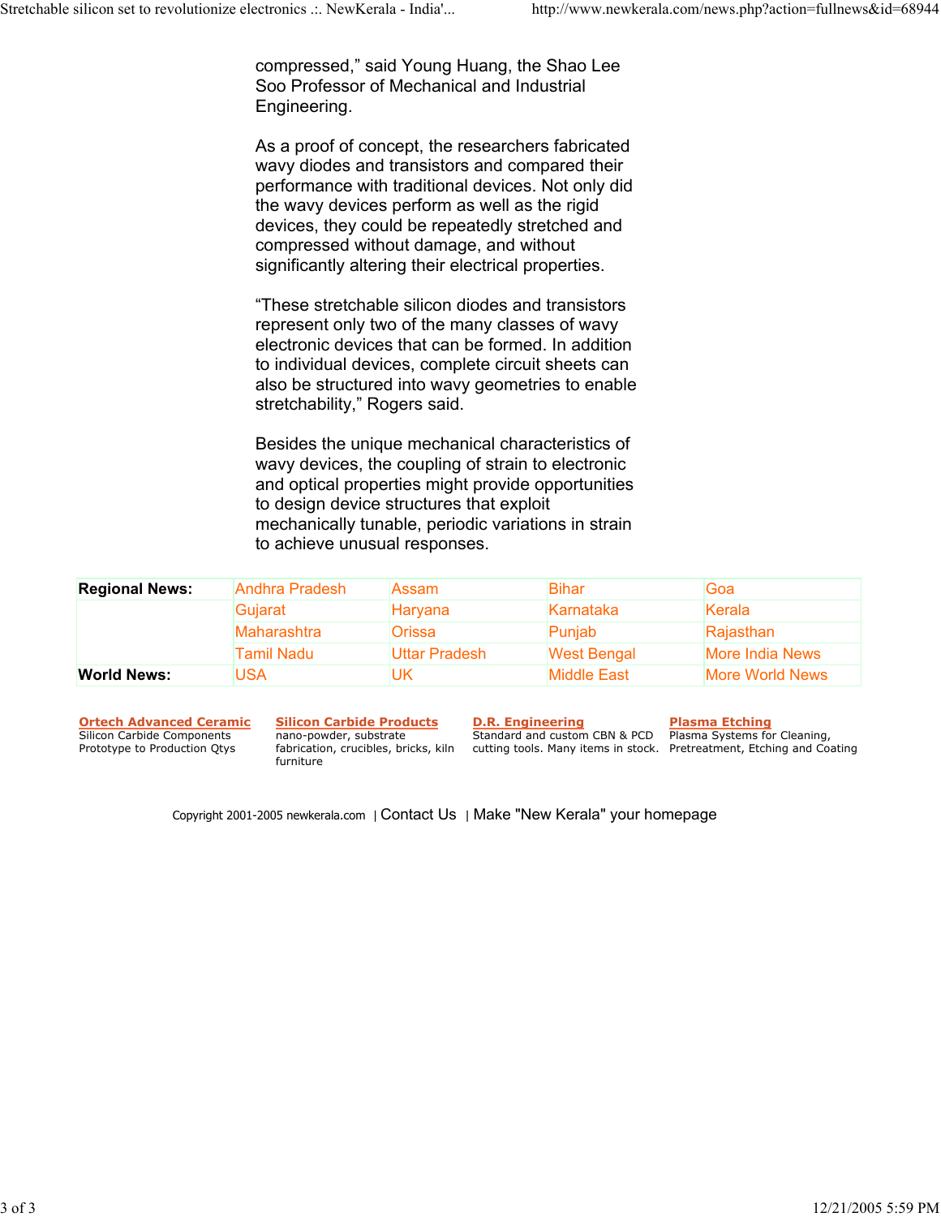compressed," said Young Huang, the Shao Lee Soo Professor of Mechanical and Industrial Engineering.

As a proof of concept, the researchers fabricated wavy diodes and transistors and compared their performance with traditional devices. Not only did the wavy devices perform as well as the rigid devices, they could be repeatedly stretched and compressed without damage, and without significantly altering their electrical properties.

"These stretchable silicon diodes and transistors represent only two of the many classes of wavy electronic devices that can be formed. In addition to individual devices, complete circuit sheets can also be structured into wavy geometries to enable stretchability," Rogers said.

Besides the unique mechanical characteristics of wavy devices, the coupling of strain to electronic and optical properties might provide opportunities to design device structures that exploit mechanically tunable, periodic variations in strain to achieve unusual responses.

| | | | | |
|---|---|---|---|---|
| **Regional News:** | Andhra Pradesh | Assam | Bihar | Goa |
| | Gujarat | Haryana | Karnataka | Kerala |
| | Maharashtra | Orissa | Punjab | Rajasthan |
| | Tamil Nadu | Uttar Pradesh | West Bengal | More India News |
| **World News:** | USA | UK | Middle East | More World News |

**Ortech Advanced Ceramic**
Silicon Carbide Components Prototype to Production Qtys

**Silicon Carbide Products**
nano-powder, substrate fabrication, crucibles, bricks, kiln furniture

**D.R. Engineering**
Standard and custom CBN & PCD cutting tools. Many items in stock.

**Plasma Etching**
Plasma Systems for Cleaning, Pretreatment, Etching and Coating

Copyright 2001-2005 newkerala.com | Contact Us | Make "New Kerala" your homepage